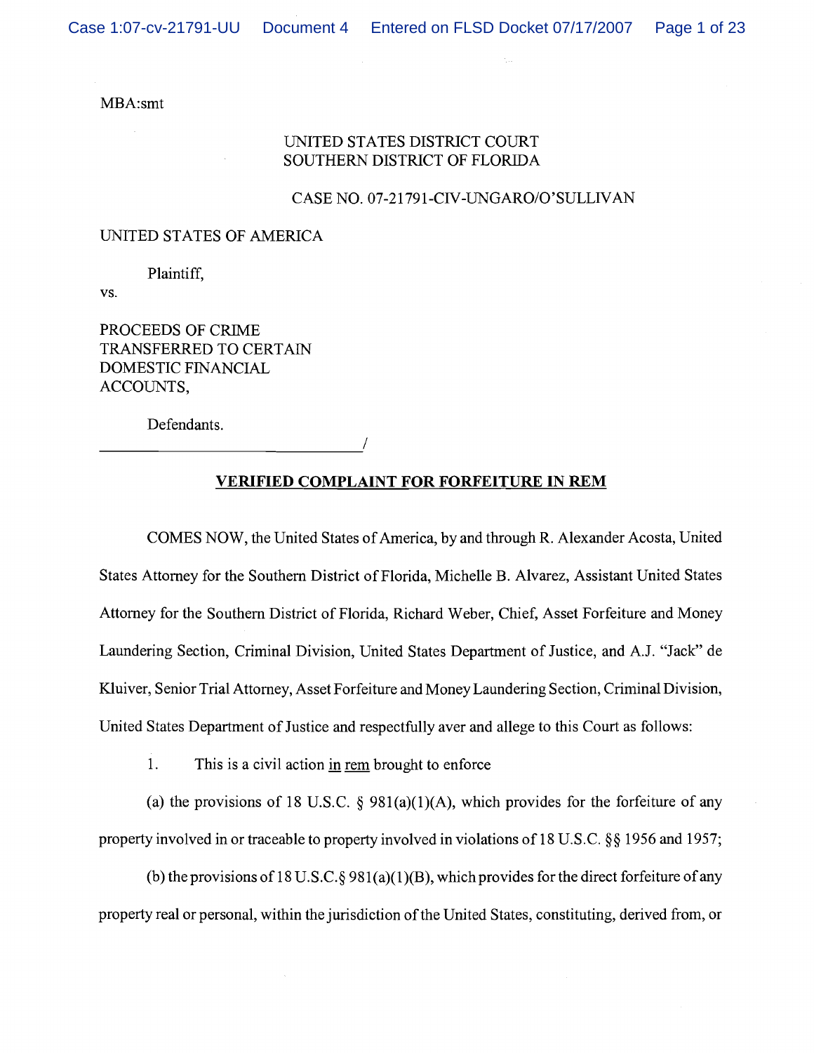MBA:smt

UNITED STATES DISTRICT COURT
SOUTHERN DISTRICT OF FLORIDA

CASE NO. 07-21791-CIV-UNGARO/O'SULLIVAN

UNITED STATES OF AMERICA

Plaintiff,

vs.

PROCEEDS OF CRIME TRANSFERRED TO CERTAIN DOMESTIC FINANCIAL ACCOUNTS,

Defendants.

______________________________/

## VERIFIED COMPLAINT FOR FORFEITURE IN REM

COMES NOW, the United States of America, by and through R. Alexander Acosta, United States Attorney for the Southern District of Florida, Michelle B. Alvarez, Assistant United States Attorney for the Southern District of Florida, Richard Weber, Chief, Asset Forfeiture and Money Laundering Section, Criminal Division, United States Department of Justice, and A.J. "Jack" de Kluiver, Senior Trial Attorney, Asset Forfeiture and Money Laundering Section, Criminal Division, United States Department of Justice and respectfully aver and allege to this Court as follows:

1. This is a civil action in rem brought to enforce

(a) the provisions of 18 U.S.C. § 981(a)(1)(A), which provides for the forfeiture of any property involved in or traceable to property involved in violations of 18 U.S.C. §§ 1956 and 1957;

(b) the provisions of 18 U.S.C.§ 981(a)(1)(B), which provides for the direct forfeiture of any property real or personal, within the jurisdiction of the United States, constituting, derived from, or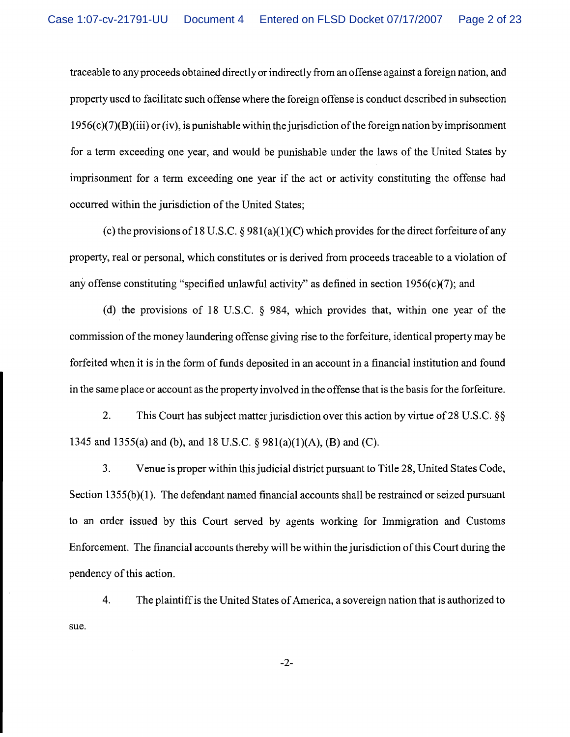traceable to any proceeds obtained directly or indirectly from an offense against a foreign nation, and property used to facilitate such offense where the foreign offense is conduct described in subsection 1956(c)(7)(B)(iii) or (iv), is punishable within the jurisdiction of the foreign nation by imprisonment for a term exceeding one year, and would be punishable under the laws of the United States by imprisonment for a term exceeding one year if the act or activity constituting the offense had occurred within the jurisdiction of the United States;

(c) the provisions of 18 U.S.C. § 981(a)(1)(C) which provides for the direct forfeiture of any property, real or personal, which constitutes or is derived from proceeds traceable to a violation of any offense constituting "specified unlawful activity" as defined in section 1956(c)(7); and

(d) the provisions of 18 U.S.C. § 984, which provides that, within one year of the commission of the money laundering offense giving rise to the forfeiture, identical property may be forfeited when it is in the form of funds deposited in an account in a financial institution and found in the same place or account as the property involved in the offense that is the basis for the forfeiture.

2. This Court has subject matter jurisdiction over this action by virtue of 28 U.S.C. §§ 1345 and 1355(a) and (b), and 18 U.S.C. § 981(a)(1)(A), (B) and (C).

3. Venue is proper within this judicial district pursuant to Title 28, United States Code, Section 1355(b)(1). The defendant named financial accounts shall be restrained or seized pursuant to an order issued by this Court served by agents working for Immigration and Customs Enforcement. The financial accounts thereby will be within the jurisdiction of this Court during the pendency of this action.

4. The plaintiff is the United States of America, a sovereign nation that is authorized to sue.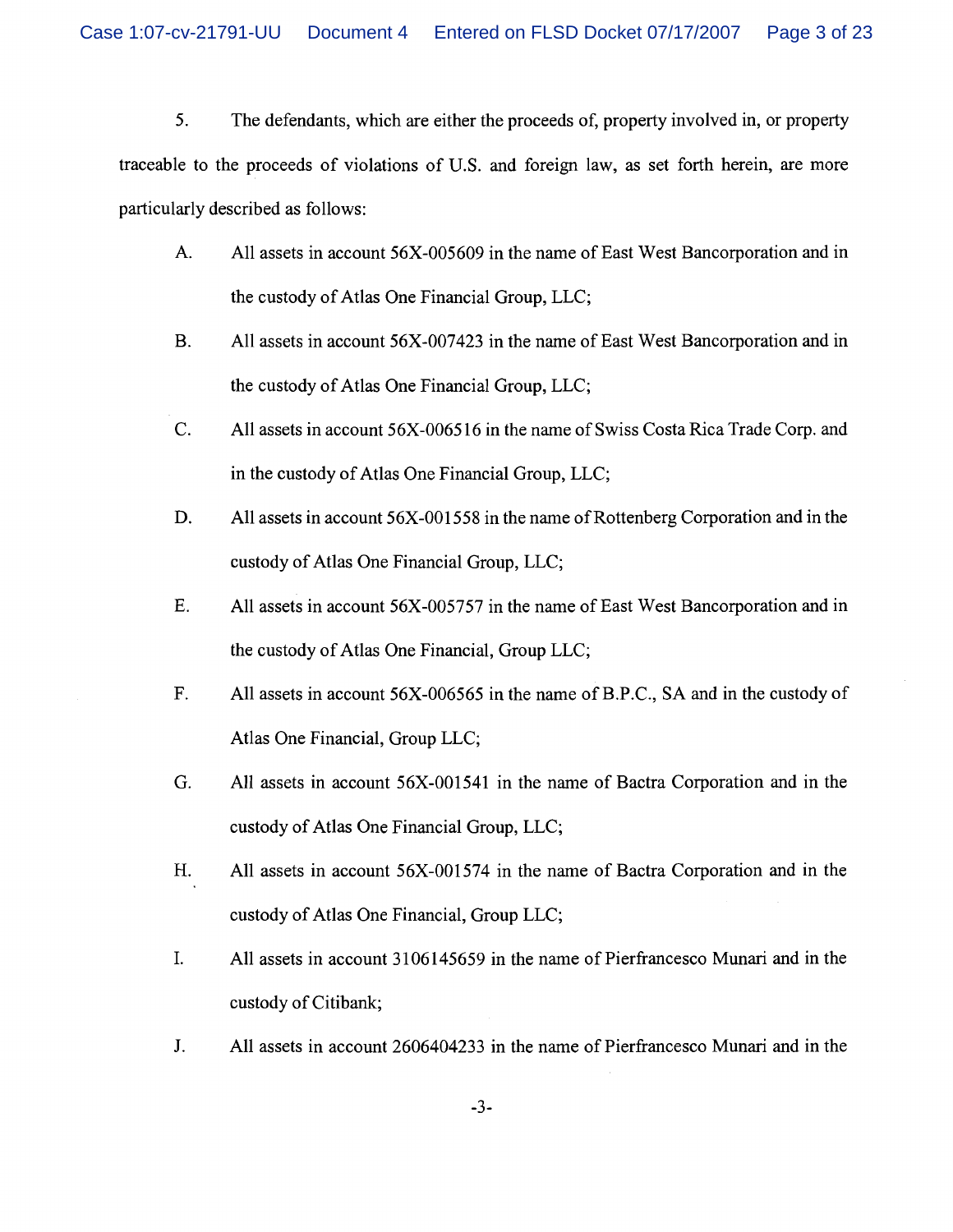5. The defendants, which are either the proceeds of, property involved in, or property traceable to the proceeds of violations of U.S. and foreign law, as set forth herein, are more particularly described as follows:

A. All assets in account 56X-005609 in the name of East West Bancorporation and in the custody of Atlas One Financial Group, LLC;

B. All assets in account 56X-007423 in the name of East West Bancorporation and in the custody of Atlas One Financial Group, LLC;

C. All assets in account 56X-006516 in the name of Swiss Costa Rica Trade Corp. and in the custody of Atlas One Financial Group, LLC;

D. All assets in account 56X-001558 in the name of Rottenberg Corporation and in the custody of Atlas One Financial Group, LLC;

E. All assets in account 56X-005757 in the name of East West Bancorporation and in the custody of Atlas One Financial, Group LLC;

F. All assets in account 56X-006565 in the name of B.P.C., SA and in the custody of Atlas One Financial, Group LLC;

G. All assets in account 56X-001541 in the name of Bactra Corporation and in the custody of Atlas One Financial Group, LLC;

H. All assets in account 56X-001574 in the name of Bactra Corporation and in the custody of Atlas One Financial, Group LLC;

I. All assets in account 3106145659 in the name of Pierfrancesco Munari and in the custody of Citibank;

J. All assets in account 2606404233 in the name of Pierfrancesco Munari and in the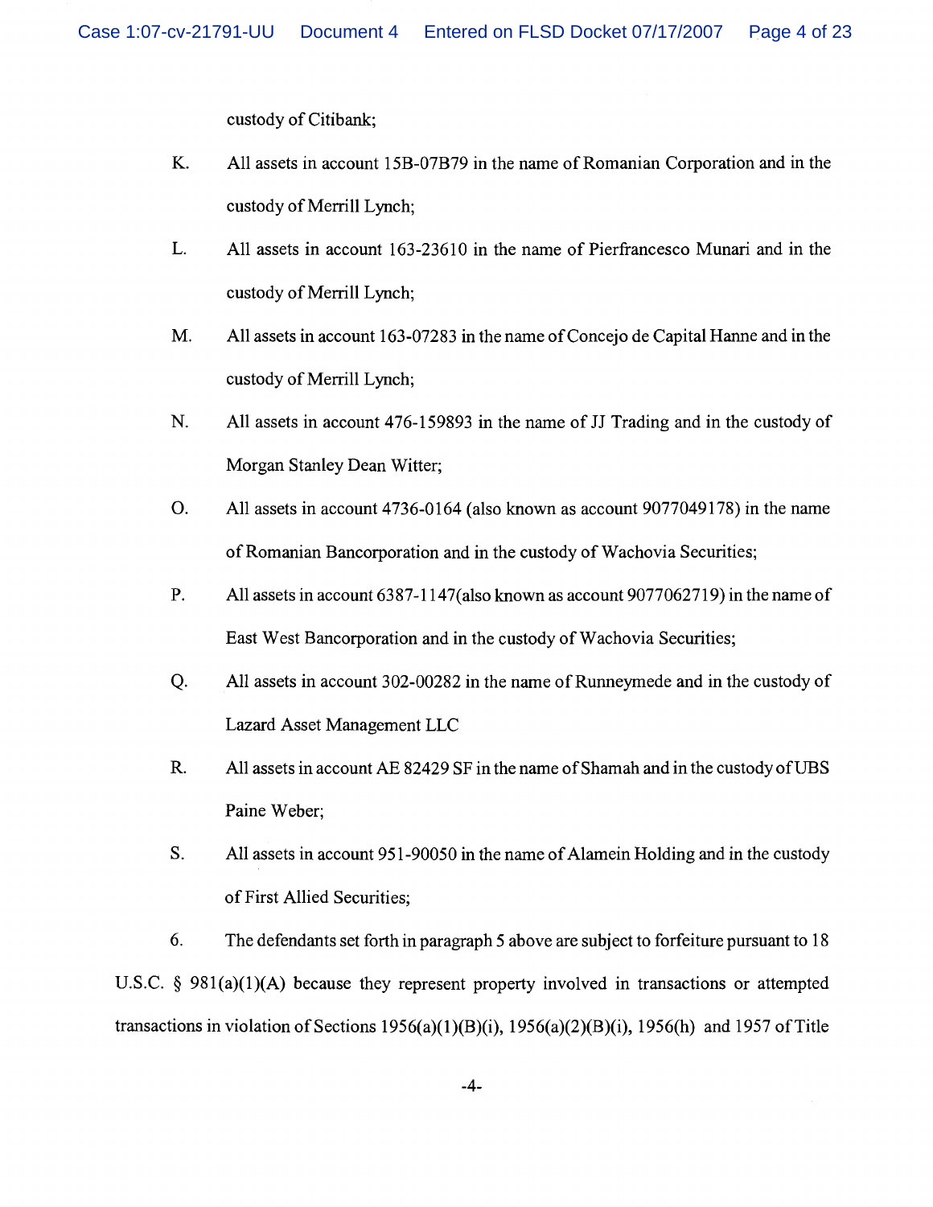custody of Citibank;

K. All assets in account 15B-07B79 in the name of Romanian Corporation and in the custody of Merrill Lynch;

L. All assets in account 163-23610 in the name of Pierfrancesco Munari and in the custody of Merrill Lynch;

M. All assets in account 163-07283 in the name of Concejo de Capital Hanne and in the custody of Merrill Lynch;

N. All assets in account 476-159893 in the name of JJ Trading and in the custody of Morgan Stanley Dean Witter;

O. All assets in account 4736-0164 (also known as account 9077049178) in the name of Romanian Bancorporation and in the custody of Wachovia Securities;

P. All assets in account 6387-1147(also known as account 9077062719) in the name of East West Bancorporation and in the custody of Wachovia Securities;

Q. All assets in account 302-00282 in the name of Runneymede and in the custody of Lazard Asset Management LLC

R. All assets in account AE 82429 SF in the name of Shamah and in the custody of UBS Paine Weber;

S. All assets in account 951-90050 in the name of Alamein Holding and in the custody of First Allied Securities;

6. The defendants set forth in paragraph 5 above are subject to forfeiture pursuant to 18 U.S.C. § 981(a)(1)(A) because they represent property involved in transactions or attempted transactions in violation of Sections 1956(a)(1)(B)(i), 1956(a)(2)(B)(i), 1956(h) and 1957 of Title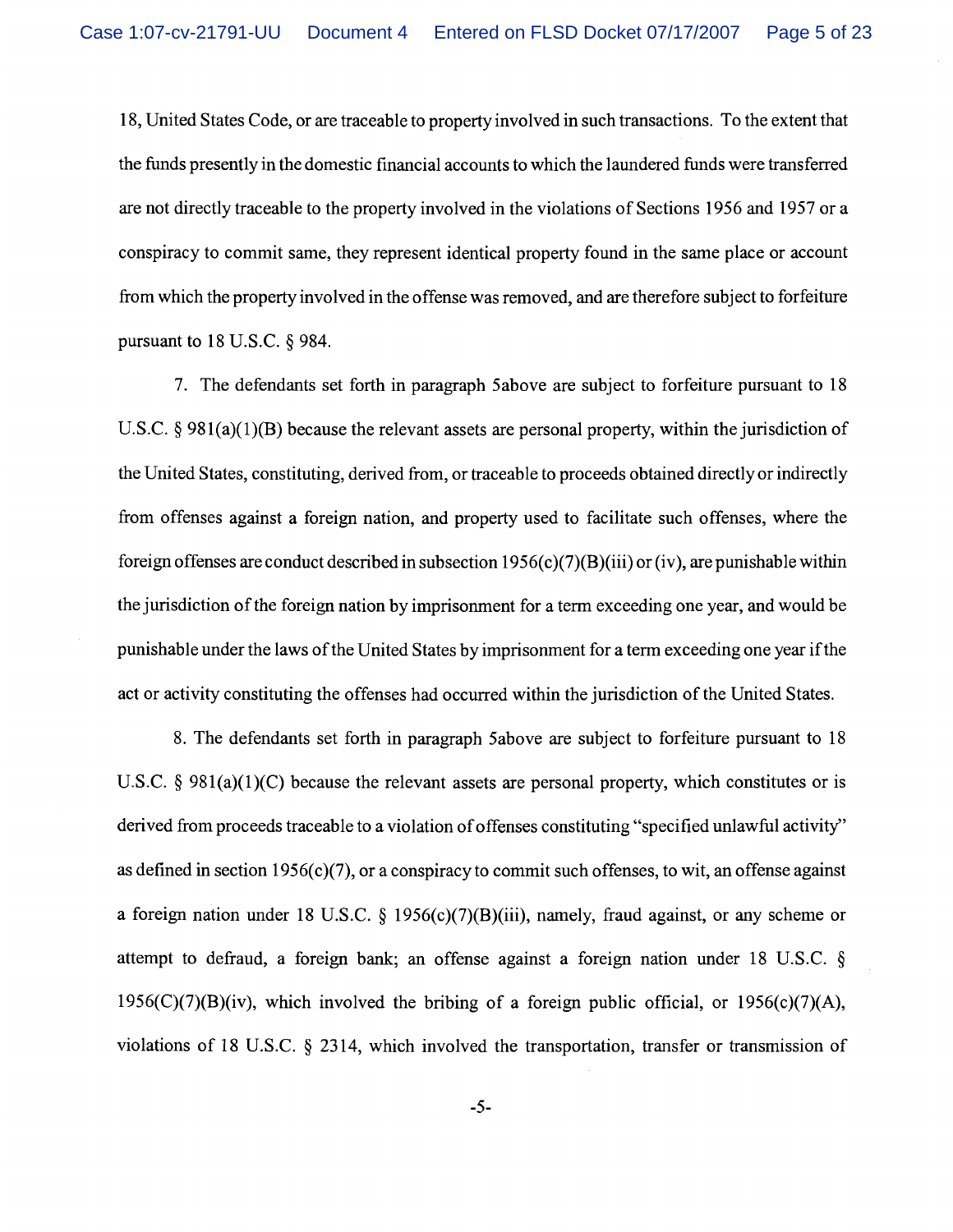18, United States Code, or are traceable to property involved in such transactions. To the extent that the funds presently in the domestic financial accounts to which the laundered funds were transferred are not directly traceable to the property involved in the violations of Sections 1956 and 1957 or a conspiracy to commit same, they represent identical property found in the same place or account from which the property involved in the offense was removed, and are therefore subject to forfeiture pursuant to 18 U.S.C. § 984.

7. The defendants set forth in paragraph 5above are subject to forfeiture pursuant to 18 U.S.C. § 981(a)(1)(B) because the relevant assets are personal property, within the jurisdiction of the United States, constituting, derived from, or traceable to proceeds obtained directly or indirectly from offenses against a foreign nation, and property used to facilitate such offenses, where the foreign offenses are conduct described in subsection 1956(c)(7)(B)(iii) or (iv), are punishable within the jurisdiction of the foreign nation by imprisonment for a term exceeding one year, and would be punishable under the laws of the United States by imprisonment for a term exceeding one year if the act or activity constituting the offenses had occurred within the jurisdiction of the United States.

8. The defendants set forth in paragraph 5above are subject to forfeiture pursuant to 18 U.S.C. § 981(a)(1)(C) because the relevant assets are personal property, which constitutes or is derived from proceeds traceable to a violation of offenses constituting "specified unlawful activity" as defined in section 1956(c)(7), or a conspiracy to commit such offenses, to wit, an offense against a foreign nation under 18 U.S.C. § 1956(c)(7)(B)(iii), namely, fraud against, or any scheme or attempt to defraud, a foreign bank; an offense against a foreign nation under 18 U.S.C. § 1956(C)(7)(B)(iv), which involved the bribing of a foreign public official, or 1956(c)(7)(A), violations of 18 U.S.C. § 2314, which involved the transportation, transfer or transmission of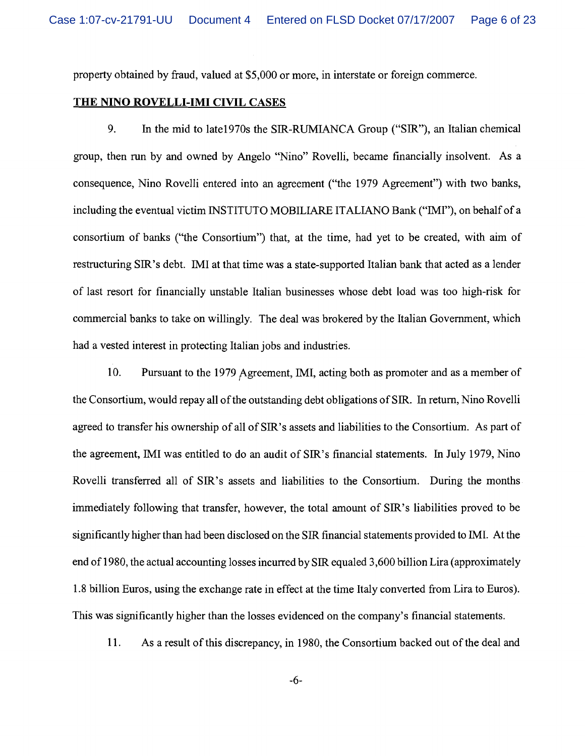property obtained by fraud, valued at $5,000 or more, in interstate or foreign commerce.

**THE NINO ROVELLI-IMI CIVIL CASES**

9. In the mid to late1970s the SIR-RUMIANCA Group ("SIR"), an Italian chemical group, then run by and owned by Angelo "Nino" Rovelli, became financially insolvent. As a consequence, Nino Rovelli entered into an agreement ("the 1979 Agreement") with two banks, including the eventual victim INSTITUTO MOBILIARE ITALIANO Bank ("IMI"), on behalf of a consortium of banks ("the Consortium") that, at the time, had yet to be created, with aim of restructuring SIR's debt. IMI at that time was a state-supported Italian bank that acted as a lender of last resort for financially unstable Italian businesses whose debt load was too high-risk for commercial banks to take on willingly. The deal was brokered by the Italian Government, which had a vested interest in protecting Italian jobs and industries.

10. Pursuant to the 1979 Agreement, IMI, acting both as promoter and as a member of the Consortium, would repay all of the outstanding debt obligations of SIR. In return, Nino Rovelli agreed to transfer his ownership of all of SIR's assets and liabilities to the Consortium. As part of the agreement, IMI was entitled to do an audit of SIR's financial statements. In July 1979, Nino Rovelli transferred all of SIR's assets and liabilities to the Consortium. During the months immediately following that transfer, however, the total amount of SIR's liabilities proved to be significantly higher than had been disclosed on the SIR financial statements provided to IMI. At the end of 1980, the actual accounting losses incurred by SIR equaled 3,600 billion Lira (approximately 1.8 billion Euros, using the exchange rate in effect at the time Italy converted from Lira to Euros). This was significantly higher than the losses evidenced on the company's financial statements.

11. As a result of this discrepancy, in 1980, the Consortium backed out of the deal and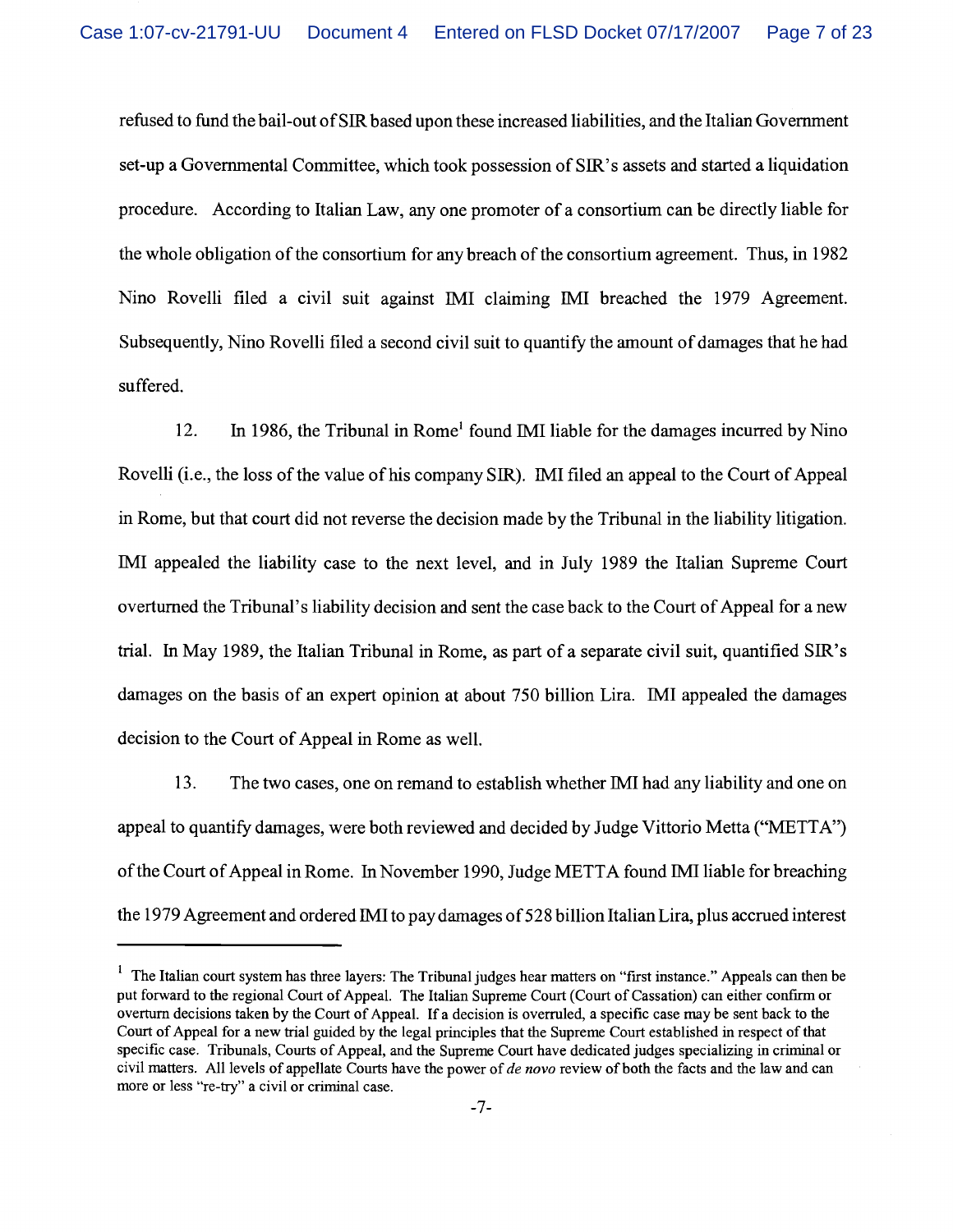refused to fund the bail-out of SIR based upon these increased liabilities, and the Italian Government set-up a Governmental Committee, which took possession of SIR's assets and started a liquidation procedure. According to Italian Law, any one promoter of a consortium can be directly liable for the whole obligation of the consortium for any breach of the consortium agreement. Thus, in 1982 Nino Rovelli filed a civil suit against IMI claiming IMI breached the 1979 Agreement. Subsequently, Nino Rovelli filed a second civil suit to quantify the amount of damages that he had suffered.

12. In 1986, the Tribunal in Rome[1] found IMI liable for the damages incurred by Nino Rovelli (i.e., the loss of the value of his company SIR). IMI filed an appeal to the Court of Appeal in Rome, but that court did not reverse the decision made by the Tribunal in the liability litigation. IMI appealed the liability case to the next level, and in July 1989 the Italian Supreme Court overturned the Tribunal's liability decision and sent the case back to the Court of Appeal for a new trial. In May 1989, the Italian Tribunal in Rome, as part of a separate civil suit, quantified SIR's damages on the basis of an expert opinion at about 750 billion Lira. IMI appealed the damages decision to the Court of Appeal in Rome as well.

13. The two cases, one on remand to establish whether IMI had any liability and one on appeal to quantify damages, were both reviewed and decided by Judge Vittorio Metta ("METTA") of the Court of Appeal in Rome. In November 1990, Judge METTA found IMI liable for breaching the 1979 Agreement and ordered IMI to pay damages of 528 billion Italian Lira, plus accrued interest

---

[1] The Italian court system has three layers: The Tribunal judges hear matters on "first instance." Appeals can then be put forward to the regional Court of Appeal. The Italian Supreme Court (Court of Cassation) can either confirm or overturn decisions taken by the Court of Appeal. If a decision is overruled, a specific case may be sent back to the Court of Appeal for a new trial guided by the legal principles that the Supreme Court established in respect of that specific case. Tribunals, Courts of Appeal, and the Supreme Court have dedicated judges specializing in criminal or civil matters. All levels of appellate Courts have the power of *de novo* review of both the facts and the law and can more or less "re-try" a civil or criminal case.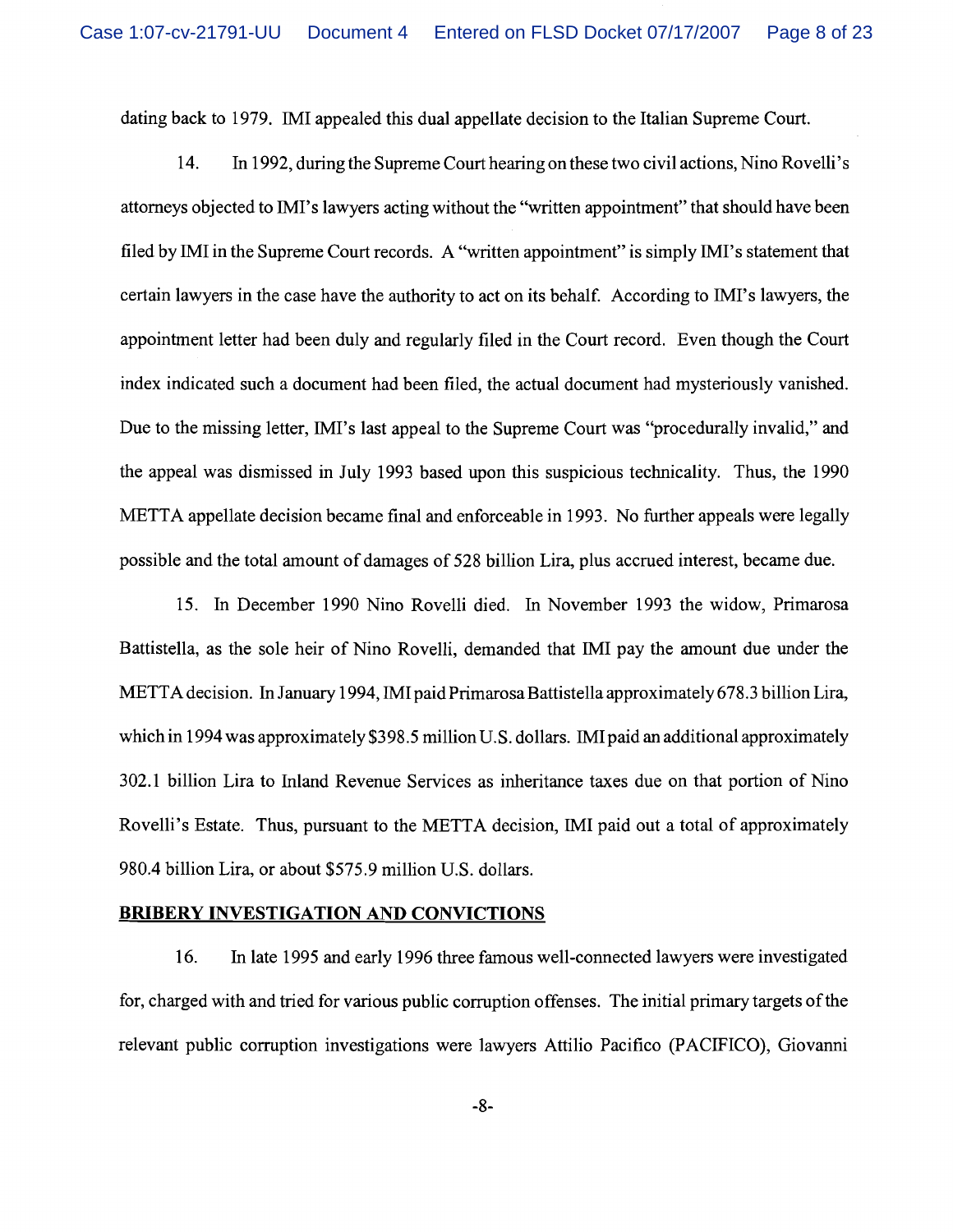dating back to 1979. IMI appealed this dual appellate decision to the Italian Supreme Court.

14. In 1992, during the Supreme Court hearing on these two civil actions, Nino Rovelli's attorneys objected to IMI's lawyers acting without the "written appointment" that should have been filed by IMI in the Supreme Court records. A "written appointment" is simply IMI's statement that certain lawyers in the case have the authority to act on its behalf. According to IMI's lawyers, the appointment letter had been duly and regularly filed in the Court record. Even though the Court index indicated such a document had been filed, the actual document had mysteriously vanished. Due to the missing letter, IMI's last appeal to the Supreme Court was "procedurally invalid," and the appeal was dismissed in July 1993 based upon this suspicious technicality. Thus, the 1990 METTA appellate decision became final and enforceable in 1993. No further appeals were legally possible and the total amount of damages of 528 billion Lira, plus accrued interest, became due.

15. In December 1990 Nino Rovelli died. In November 1993 the widow, Primarosa Battistella, as the sole heir of Nino Rovelli, demanded that IMI pay the amount due under the METTA decision. In January 1994, IMI paid Primarosa Battistella approximately 678.3 billion Lira, which in 1994 was approximately $398.5 million U.S. dollars. IMI paid an additional approximately 302.1 billion Lira to Inland Revenue Services as inheritance taxes due on that portion of Nino Rovelli's Estate. Thus, pursuant to the METTA decision, IMI paid out a total of approximately 980.4 billion Lira, or about $575.9 million U.S. dollars.

## BRIBERY INVESTIGATION AND CONVICTIONS

16. In late 1995 and early 1996 three famous well-connected lawyers were investigated for, charged with and tried for various public corruption offenses. The initial primary targets of the relevant public corruption investigations were lawyers Attilio Pacifico (PACIFICO), Giovanni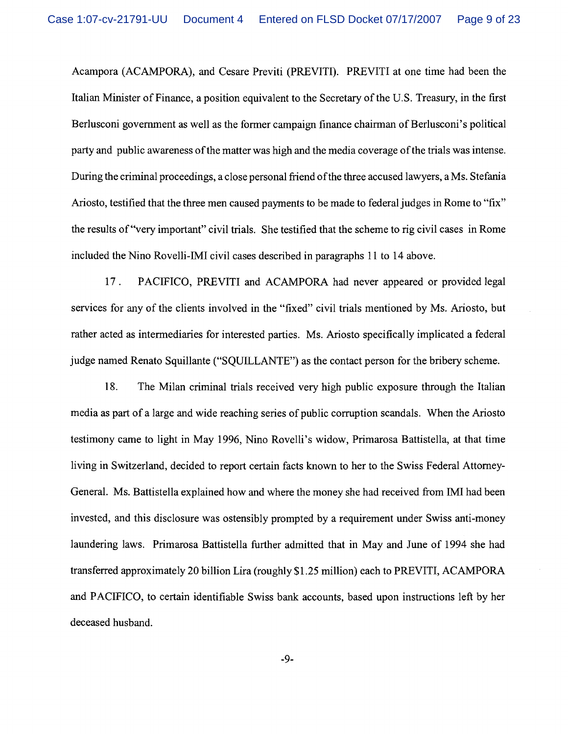Acampora (ACAMPORA), and Cesare Previti (PREVITI). PREVITI at one time had been the Italian Minister of Finance, a position equivalent to the Secretary of the U.S. Treasury, in the first Berlusconi government as well as the former campaign finance chairman of Berlusconi's political party and public awareness of the matter was high and the media coverage of the trials was intense. During the criminal proceedings, a close personal friend of the three accused lawyers, a Ms. Stefania Ariosto, testified that the three men caused payments to be made to federal judges in Rome to "fix" the results of "very important" civil trials. She testified that the scheme to rig civil cases in Rome included the Nino Rovelli-IMI civil cases described in paragraphs 11 to 14 above.

17. PACIFICO, PREVITI and ACAMPORA had never appeared or provided legal services for any of the clients involved in the "fixed" civil trials mentioned by Ms. Ariosto, but rather acted as intermediaries for interested parties. Ms. Ariosto specifically implicated a federal judge named Renato Squillante ("SQUILLANTE") as the contact person for the bribery scheme.

18. The Milan criminal trials received very high public exposure through the Italian media as part of a large and wide reaching series of public corruption scandals. When the Ariosto testimony came to light in May 1996, Nino Rovelli's widow, Primarosa Battistella, at that time living in Switzerland, decided to report certain facts known to her to the Swiss Federal Attorney-General. Ms. Battistella explained how and where the money she had received from IMI had been invested, and this disclosure was ostensibly prompted by a requirement under Swiss anti-money laundering laws. Primarosa Battistella further admitted that in May and June of 1994 she had transferred approximately 20 billion Lira (roughly $1.25 million) each to PREVITI, ACAMPORA and PACIFICO, to certain identifiable Swiss bank accounts, based upon instructions left by her deceased husband.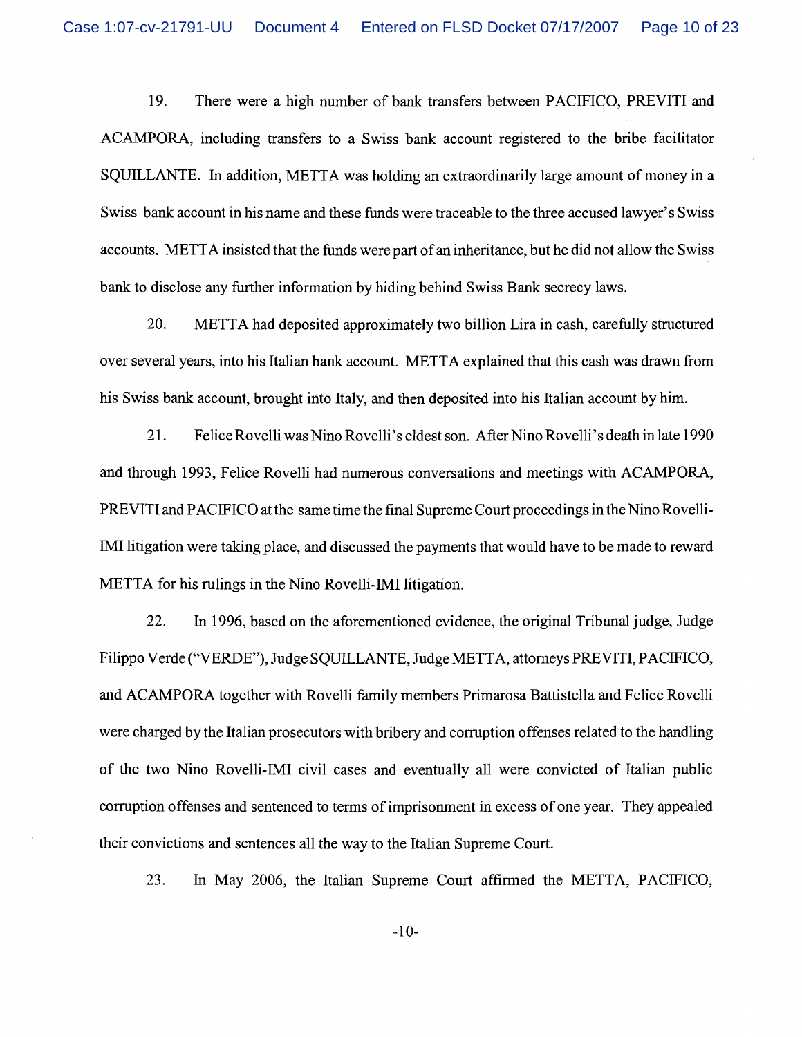19. There were a high number of bank transfers between PACIFICO, PREVITI and ACAMPORA, including transfers to a Swiss bank account registered to the bribe facilitator SQUILLANTE. In addition, METTA was holding an extraordinarily large amount of money in a Swiss bank account in his name and these funds were traceable to the three accused lawyer's Swiss accounts. METTA insisted that the funds were part of an inheritance, but he did not allow the Swiss bank to disclose any further information by hiding behind Swiss Bank secrecy laws.

20. METTA had deposited approximately two billion Lira in cash, carefully structured over several years, into his Italian bank account. METTA explained that this cash was drawn from his Swiss bank account, brought into Italy, and then deposited into his Italian account by him.

21. Felice Rovelli was Nino Rovelli's eldest son. After Nino Rovelli's death in late 1990 and through 1993, Felice Rovelli had numerous conversations and meetings with ACAMPORA, PREVITI and PACIFICO at the same time the final Supreme Court proceedings in the Nino Rovelli-IMI litigation were taking place, and discussed the payments that would have to be made to reward METTA for his rulings in the Nino Rovelli-IMI litigation.

22. In 1996, based on the aforementioned evidence, the original Tribunal judge, Judge Filippo Verde ("VERDE"), Judge SQUILLANTE, Judge METTA, attorneys PREVITI, PACIFICO, and ACAMPORA together with Rovelli family members Primarosa Battistella and Felice Rovelli were charged by the Italian prosecutors with bribery and corruption offenses related to the handling of the two Nino Rovelli-IMI civil cases and eventually all were convicted of Italian public corruption offenses and sentenced to terms of imprisonment in excess of one year. They appealed their convictions and sentences all the way to the Italian Supreme Court.

23. In May 2006, the Italian Supreme Court affirmed the METTA, PACIFICO,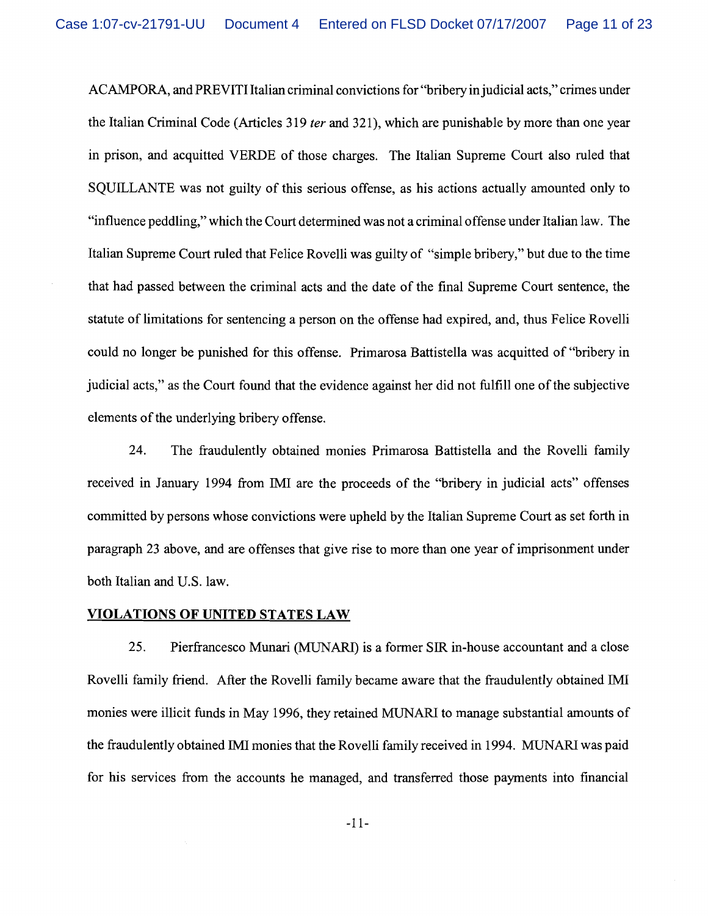ACAMPORA, and PREVITI Italian criminal convictions for "bribery in judicial acts," crimes under the Italian Criminal Code (Articles 319 *ter* and 321), which are punishable by more than one year in prison, and acquitted VERDE of those charges. The Italian Supreme Court also ruled that SQUILLANTE was not guilty of this serious offense, as his actions actually amounted only to "influence peddling," which the Court determined was not a criminal offense under Italian law. The Italian Supreme Court ruled that Felice Rovelli was guilty of "simple bribery," but due to the time that had passed between the criminal acts and the date of the final Supreme Court sentence, the statute of limitations for sentencing a person on the offense had expired, and, thus Felice Rovelli could no longer be punished for this offense. Primarosa Battistella was acquitted of "bribery in judicial acts," as the Court found that the evidence against her did not fulfill one of the subjective elements of the underlying bribery offense.

24. The fraudulently obtained monies Primarosa Battistella and the Rovelli family received in January 1994 from IMI are the proceeds of the "bribery in judicial acts" offenses committed by persons whose convictions were upheld by the Italian Supreme Court as set forth in paragraph 23 above, and are offenses that give rise to more than one year of imprisonment under both Italian and U.S. law.

## VIOLATIONS OF UNITED STATES LAW

25. Pierfrancesco Munari (MUNARI) is a former SIR in-house accountant and a close Rovelli family friend. After the Rovelli family became aware that the fraudulently obtained IMI monies were illicit funds in May 1996, they retained MUNARI to manage substantial amounts of the fraudulently obtained IMI monies that the Rovelli family received in 1994. MUNARI was paid for his services from the accounts he managed, and transferred those payments into financial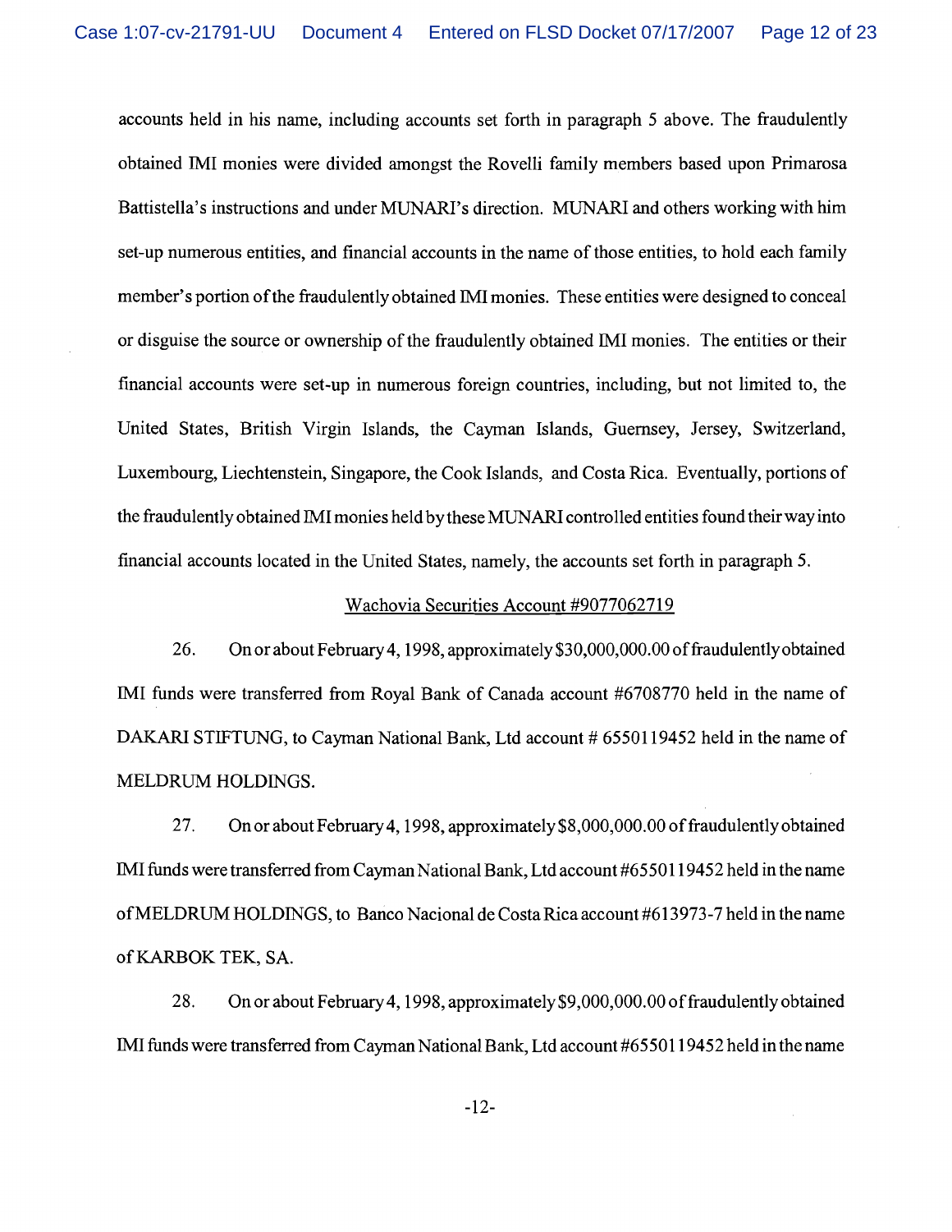accounts held in his name, including accounts set forth in paragraph 5 above. The fraudulently obtained IMI monies were divided amongst the Rovelli family members based upon Primarosa Battistella's instructions and under MUNARI's direction. MUNARI and others working with him set-up numerous entities, and financial accounts in the name of those entities, to hold each family member's portion of the fraudulently obtained IMI monies. These entities were designed to conceal or disguise the source or ownership of the fraudulently obtained IMI monies. The entities or their financial accounts were set-up in numerous foreign countries, including, but not limited to, the United States, British Virgin Islands, the Cayman Islands, Guernsey, Jersey, Switzerland, Luxembourg, Liechtenstein, Singapore, the Cook Islands, and Costa Rica. Eventually, portions of the fraudulently obtained IMI monies held by these MUNARI controlled entities found their way into financial accounts located in the United States, namely, the accounts set forth in paragraph 5.

Wachovia Securities Account #9077062719

26. On or about February 4, 1998, approximately $30,000,000.00 of fraudulently obtained IMI funds were transferred from Royal Bank of Canada account #6708770 held in the name of DAKARI STIFTUNG, to Cayman National Bank, Ltd account # 6550119452 held in the name of MELDRUM HOLDINGS.

27. On or about February 4, 1998, approximately $8,000,000.00 of fraudulently obtained IMI funds were transferred from Cayman National Bank, Ltd account #6550119452 held in the name of MELDRUM HOLDINGS, to Banco Nacional de Costa Rica account #613973-7 held in the name of KARBOK TEK, SA.

28. On or about February 4, 1998, approximately $9,000,000.00 of fraudulently obtained IMI funds were transferred from Cayman National Bank, Ltd account #6550119452 held in the name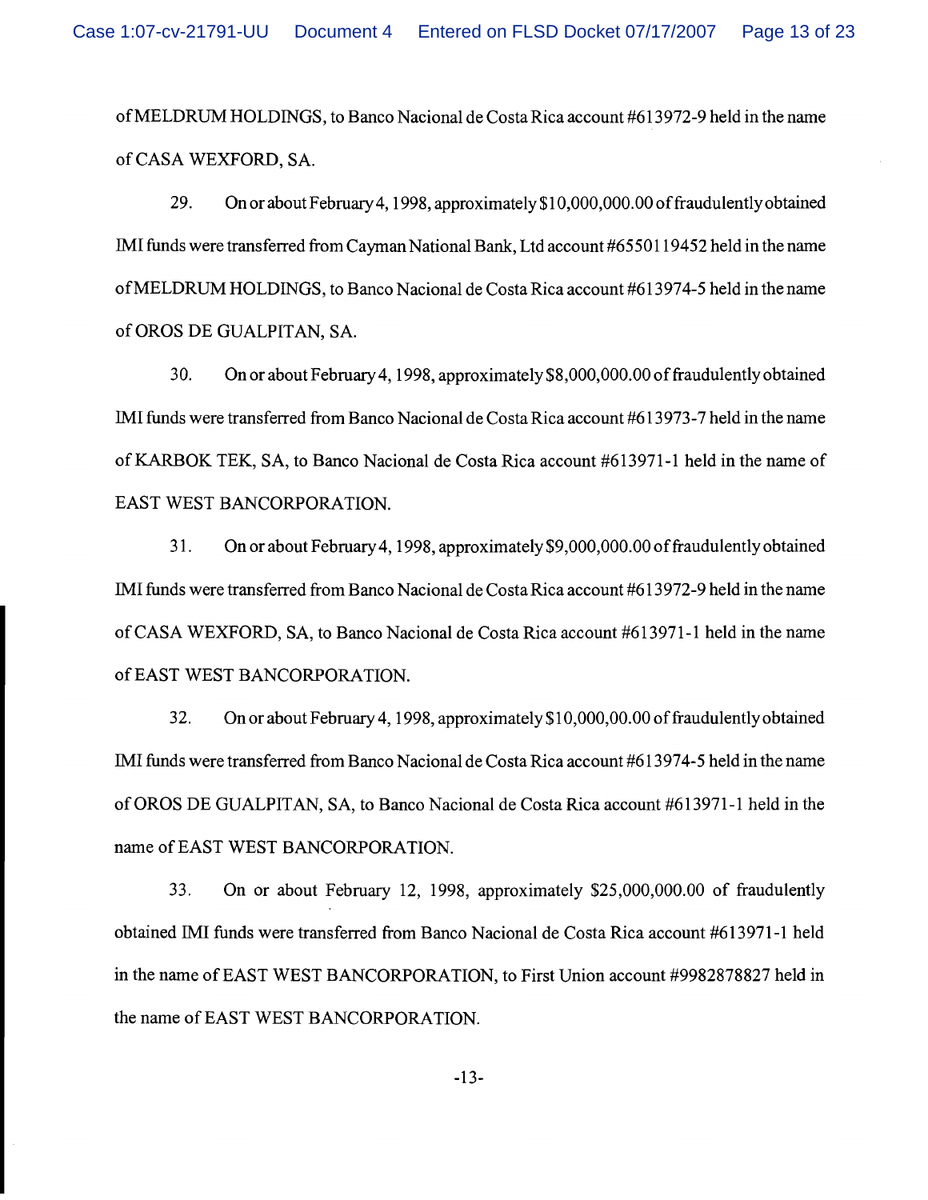of MELDRUM HOLDINGS, to Banco Nacional de Costa Rica account #613972-9 held in the name of CASA WEXFORD, SA.

29. On or about February 4, 1998, approximately $10,000,000.00 of fraudulently obtained IMI funds were transferred from Cayman National Bank, Ltd account #6550119452 held in the name of MELDRUM HOLDINGS, to Banco Nacional de Costa Rica account #613974-5 held in the name of OROS DE GUALPITAN, SA.

30. On or about February 4, 1998, approximately $8,000,000.00 of fraudulently obtained IMI funds were transferred from Banco Nacional de Costa Rica account #613973-7 held in the name of KARBOK TEK, SA, to Banco Nacional de Costa Rica account #613971-1 held in the name of EAST WEST BANCORPORATION.

31. On or about February 4, 1998, approximately $9,000,000.00 of fraudulently obtained IMI funds were transferred from Banco Nacional de Costa Rica account #613972-9 held in the name of CASA WEXFORD, SA, to Banco Nacional de Costa Rica account #613971-1 held in the name of EAST WEST BANCORPORATION.

32. On or about February 4, 1998, approximately $10,000,00.00 of fraudulently obtained IMI funds were transferred from Banco Nacional de Costa Rica account #613974-5 held in the name of OROS DE GUALPITAN, SA, to Banco Nacional de Costa Rica account #613971-1 held in the name of EAST WEST BANCORPORATION.

33. On or about February 12, 1998, approximately $25,000,000.00 of fraudulently obtained IMI funds were transferred from Banco Nacional de Costa Rica account #613971-1 held in the name of EAST WEST BANCORPORATION, to First Union account #9982878827 held in the name of EAST WEST BANCORPORATION.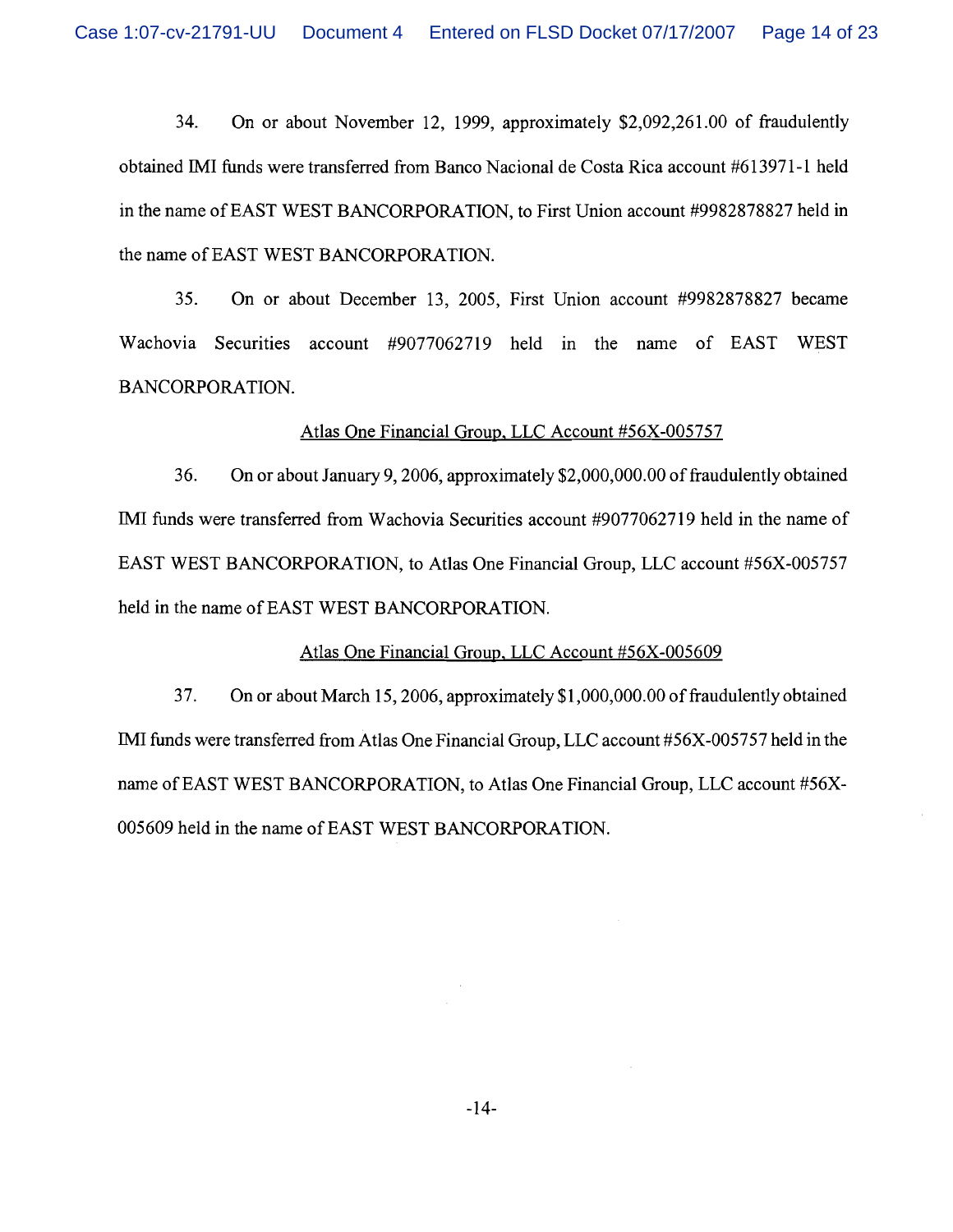34. On or about November 12, 1999, approximately $2,092,261.00 of fraudulently obtained IMI funds were transferred from Banco Nacional de Costa Rica account #613971-1 held in the name of EAST WEST BANCORPORATION, to First Union account #9982878827 held in the name of EAST WEST BANCORPORATION.

35. On or about December 13, 2005, First Union account #9982878827 became Wachovia Securities account #9077062719 held in the name of EAST WEST BANCORPORATION.

<u>Atlas One Financial Group, LLC Account #56X-005757</u>

36. On or about January 9, 2006, approximately $2,000,000.00 of fraudulently obtained IMI funds were transferred from Wachovia Securities account #9077062719 held in the name of EAST WEST BANCORPORATION, to Atlas One Financial Group, LLC account #56X-005757 held in the name of EAST WEST BANCORPORATION.

<u>Atlas One Financial Group, LLC Account #56X-005609</u>

37. On or about March 15, 2006, approximately $1,000,000.00 of fraudulently obtained IMI funds were transferred from Atlas One Financial Group, LLC account #56X-005757 held in the name of EAST WEST BANCORPORATION, to Atlas One Financial Group, LLC account #56X-005609 held in the name of EAST WEST BANCORPORATION.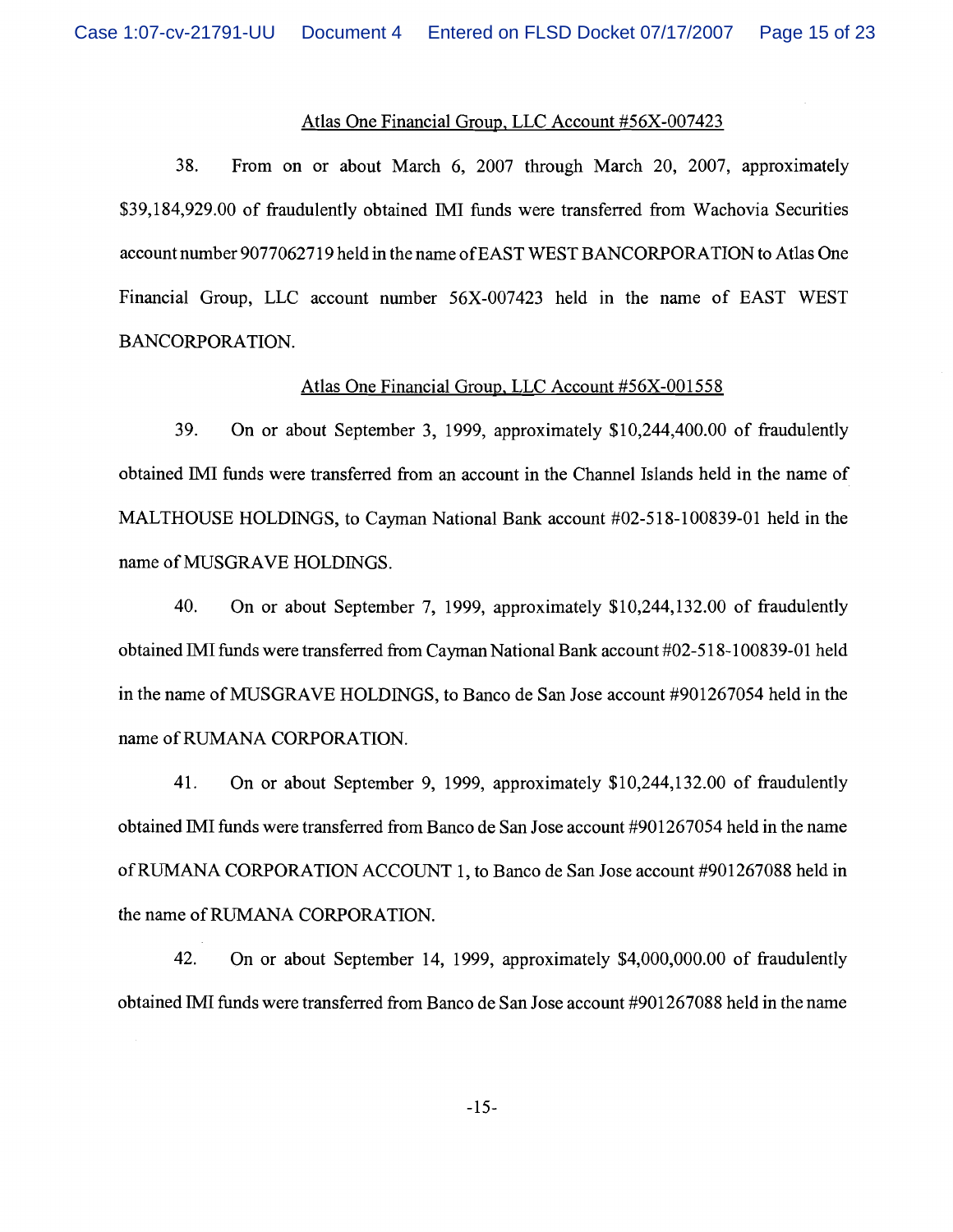Atlas One Financial Group, LLC Account #56X-007423

38. From on or about March 6, 2007 through March 20, 2007, approximately $39,184,929.00 of fraudulently obtained IMI funds were transferred from Wachovia Securities account number 9077062719 held in the name of EAST WEST BANCORPORATION to Atlas One Financial Group, LLC account number 56X-007423 held in the name of EAST WEST BANCORPORATION.

Atlas One Financial Group, LLC Account #56X-001558

39. On or about September 3, 1999, approximately $10,244,400.00 of fraudulently obtained IMI funds were transferred from an account in the Channel Islands held in the name of MALTHOUSE HOLDINGS, to Cayman National Bank account #02-518-100839-01 held in the name of MUSGRAVE HOLDINGS.

40. On or about September 7, 1999, approximately $10,244,132.00 of fraudulently obtained IMI funds were transferred from Cayman National Bank account #02-518-100839-01 held in the name of MUSGRAVE HOLDINGS, to Banco de San Jose account #901267054 held in the name of RUMANA CORPORATION.

41. On or about September 9, 1999, approximately $10,244,132.00 of fraudulently obtained IMI funds were transferred from Banco de San Jose account #901267054 held in the name of RUMANA CORPORATION ACCOUNT 1, to Banco de San Jose account #901267088 held in the name of RUMANA CORPORATION.

42. On or about September 14, 1999, approximately $4,000,000.00 of fraudulently obtained IMI funds were transferred from Banco de San Jose account #901267088 held in the name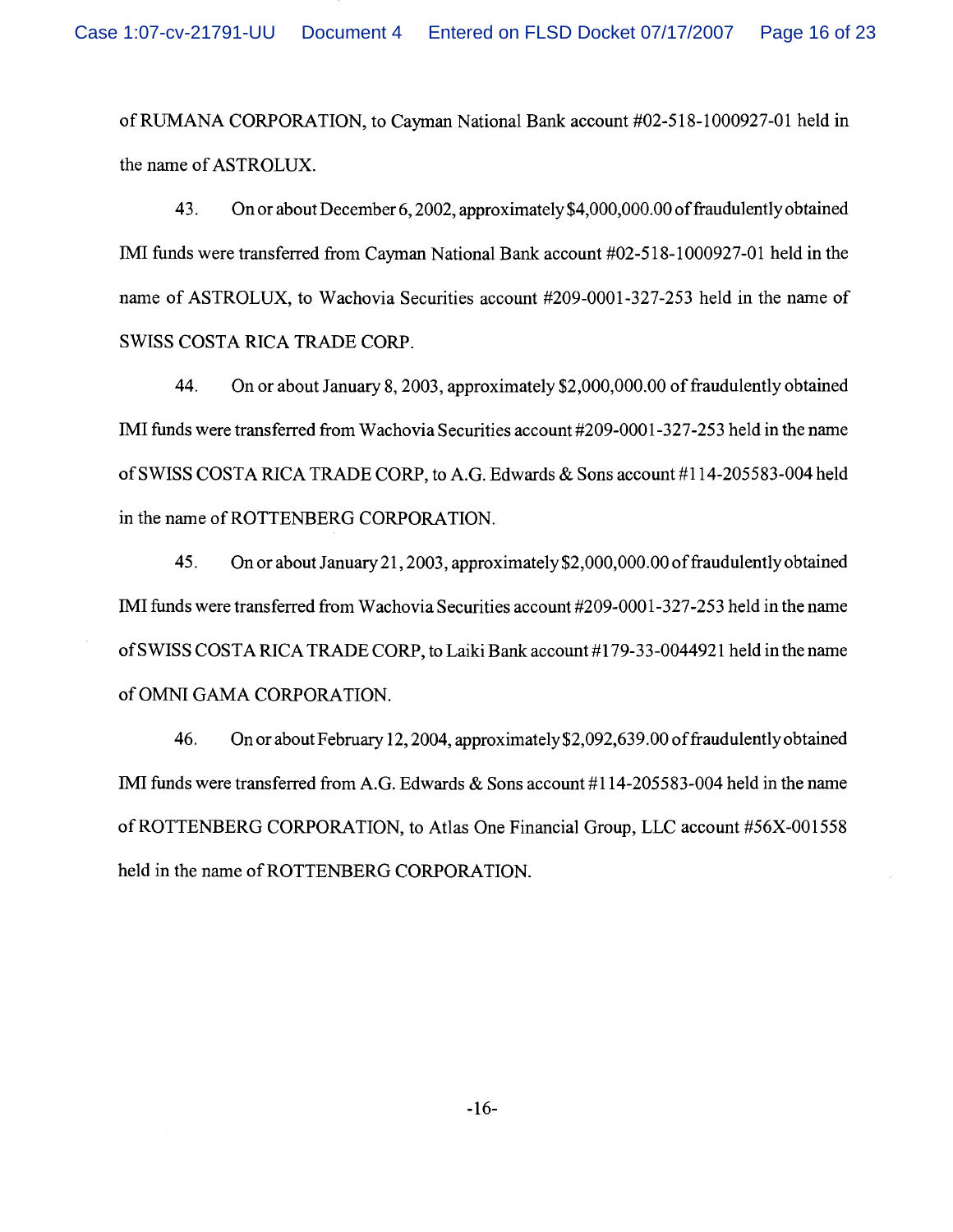of RUMANA CORPORATION, to Cayman National Bank account #02-518-1000927-01 held in the name of ASTROLUX.

43. On or about December 6, 2002, approximately $4,000,000.00 of fraudulently obtained IMI funds were transferred from Cayman National Bank account #02-518-1000927-01 held in the name of ASTROLUX, to Wachovia Securities account #209-0001-327-253 held in the name of SWISS COSTA RICA TRADE CORP.

44. On or about January 8, 2003, approximately $2,000,000.00 of fraudulently obtained IMI funds were transferred from Wachovia Securities account #209-0001-327-253 held in the name of SWISS COSTA RICA TRADE CORP, to A.G. Edwards & Sons account #114-205583-004 held in the name of ROTTENBERG CORPORATION.

45. On or about January 21, 2003, approximately $2,000,000.00 of fraudulently obtained IMI funds were transferred from Wachovia Securities account #209-0001-327-253 held in the name of SWISS COSTA RICA TRADE CORP, to Laiki Bank account #179-33-0044921 held in the name of OMNI GAMA CORPORATION.

46. On or about February 12, 2004, approximately $2,092,639.00 of fraudulently obtained IMI funds were transferred from A.G. Edwards & Sons account #114-205583-004 held in the name of ROTTENBERG CORPORATION, to Atlas One Financial Group, LLC account #56X-001558 held in the name of ROTTENBERG CORPORATION.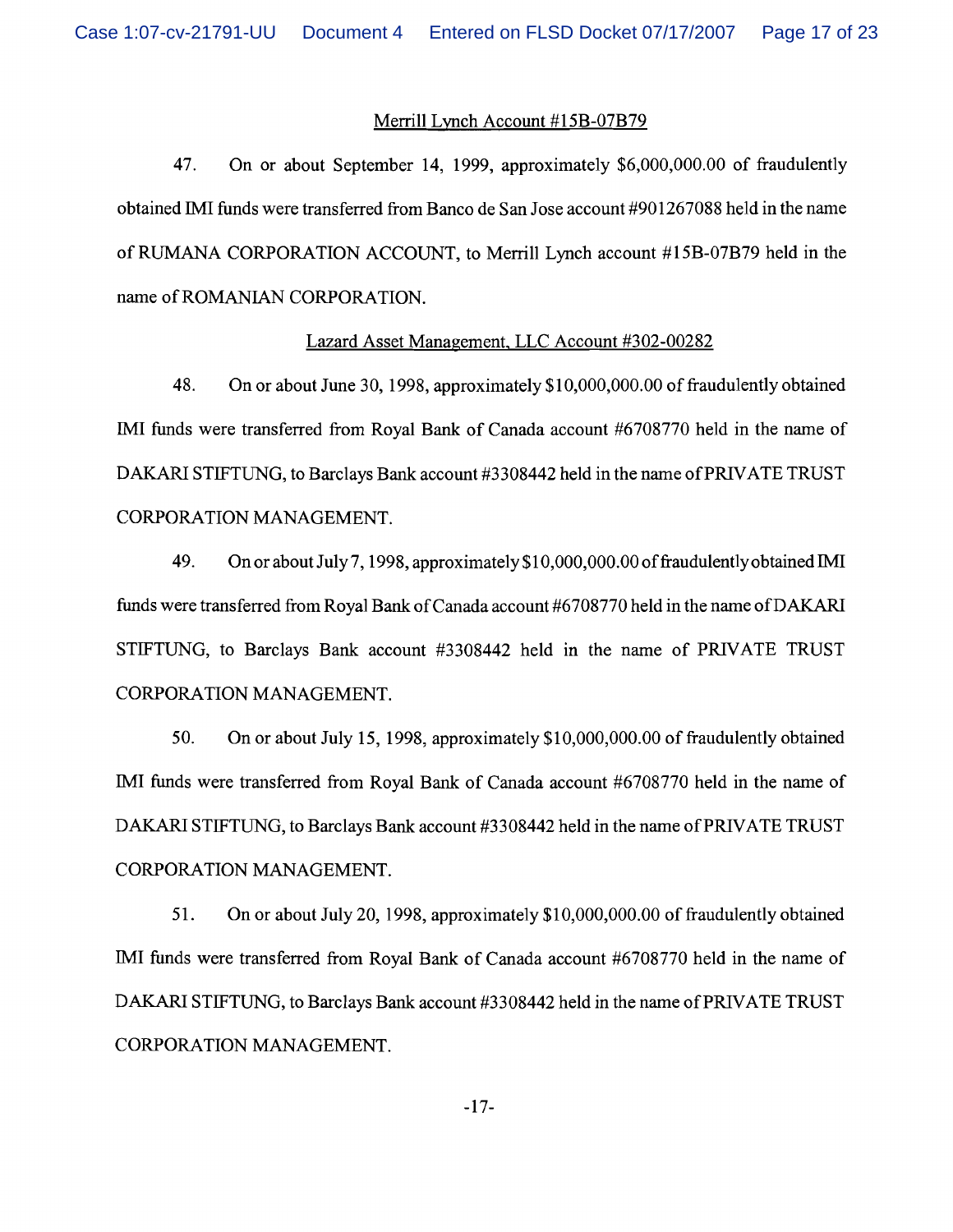Merrill Lynch Account #15B-07B79

47. On or about September 14, 1999, approximately $6,000,000.00 of fraudulently obtained IMI funds were transferred from Banco de San Jose account #901267088 held in the name of RUMANA CORPORATION ACCOUNT, to Merrill Lynch account #15B-07B79 held in the name of ROMANIAN CORPORATION.

Lazard Asset Management, LLC Account #302-00282

48. On or about June 30, 1998, approximately $10,000,000.00 of fraudulently obtained IMI funds were transferred from Royal Bank of Canada account #6708770 held in the name of DAKARI STIFTUNG, to Barclays Bank account #3308442 held in the name of PRIVATE TRUST CORPORATION MANAGEMENT.

49. On or about July 7, 1998, approximately $10,000,000.00 of fraudulently obtained IMI funds were transferred from Royal Bank of Canada account #6708770 held in the name of DAKARI STIFTUNG, to Barclays Bank account #3308442 held in the name of PRIVATE TRUST CORPORATION MANAGEMENT.

50. On or about July 15, 1998, approximately $10,000,000.00 of fraudulently obtained IMI funds were transferred from Royal Bank of Canada account #6708770 held in the name of DAKARI STIFTUNG, to Barclays Bank account #3308442 held in the name of PRIVATE TRUST CORPORATION MANAGEMENT.

51. On or about July 20, 1998, approximately $10,000,000.00 of fraudulently obtained IMI funds were transferred from Royal Bank of Canada account #6708770 held in the name of DAKARI STIFTUNG, to Barclays Bank account #3308442 held in the name of PRIVATE TRUST CORPORATION MANAGEMENT.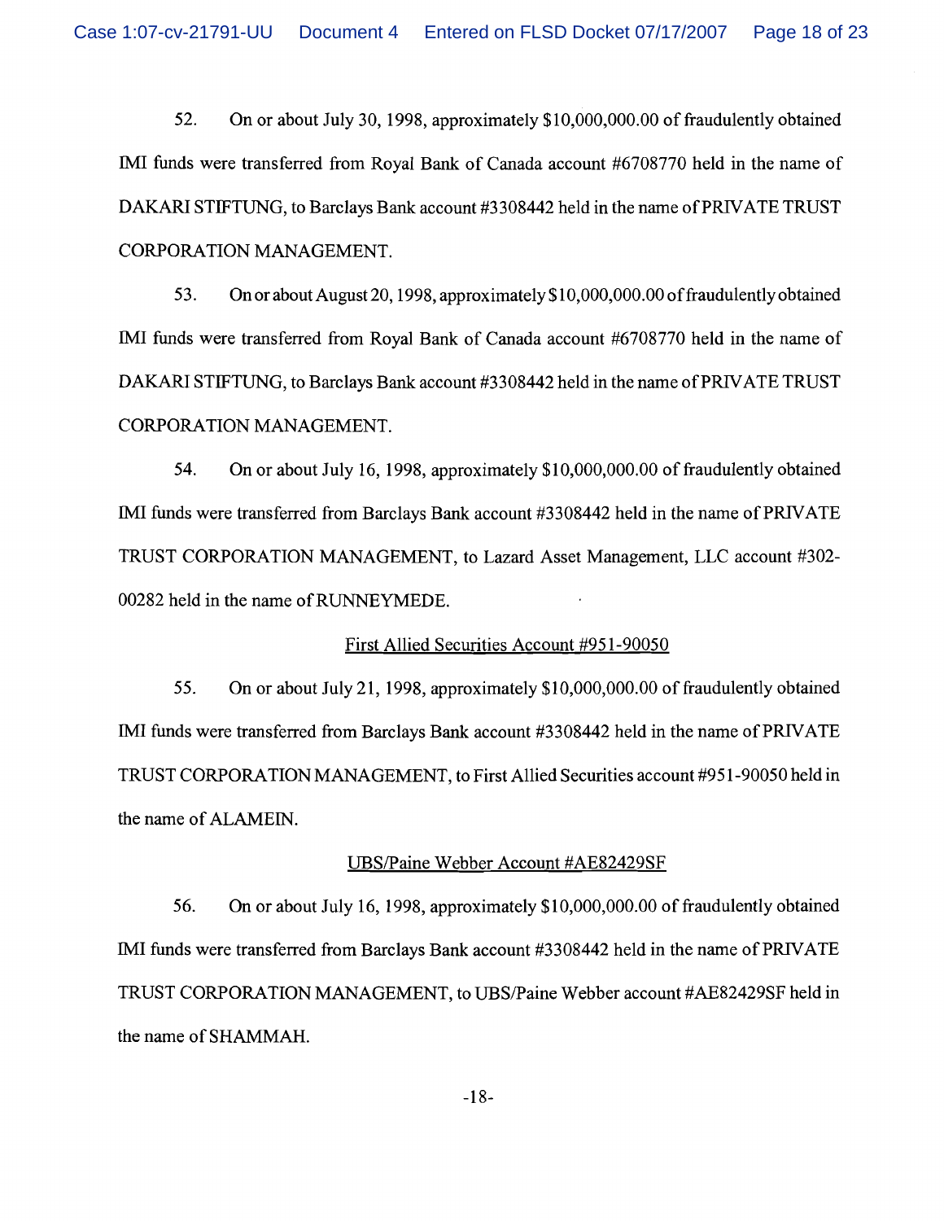52. On or about July 30, 1998, approximately $10,000,000.00 of fraudulently obtained IMI funds were transferred from Royal Bank of Canada account #6708770 held in the name of DAKARI STIFTUNG, to Barclays Bank account #3308442 held in the name of PRIVATE TRUST CORPORATION MANAGEMENT.

53. On or about August 20, 1998, approximately $10,000,000.00 of fraudulently obtained IMI funds were transferred from Royal Bank of Canada account #6708770 held in the name of DAKARI STIFTUNG, to Barclays Bank account #3308442 held in the name of PRIVATE TRUST CORPORATION MANAGEMENT.

54. On or about July 16, 1998, approximately $10,000,000.00 of fraudulently obtained IMI funds were transferred from Barclays Bank account #3308442 held in the name of PRIVATE TRUST CORPORATION MANAGEMENT, to Lazard Asset Management, LLC account #302-00282 held in the name of RUNNEYMEDE.

<u>First Allied Securities Account #951-90050</u>

55. On or about July 21, 1998, approximately $10,000,000.00 of fraudulently obtained IMI funds were transferred from Barclays Bank account #3308442 held in the name of PRIVATE TRUST CORPORATION MANAGEMENT, to First Allied Securities account #951-90050 held in the name of ALAMEIN.

<u>UBS/Paine Webber Account #AE82429SF</u>

56. On or about July 16, 1998, approximately $10,000,000.00 of fraudulently obtained IMI funds were transferred from Barclays Bank account #3308442 held in the name of PRIVATE TRUST CORPORATION MANAGEMENT, to UBS/Paine Webber account #AE82429SF held in the name of SHAMMAH.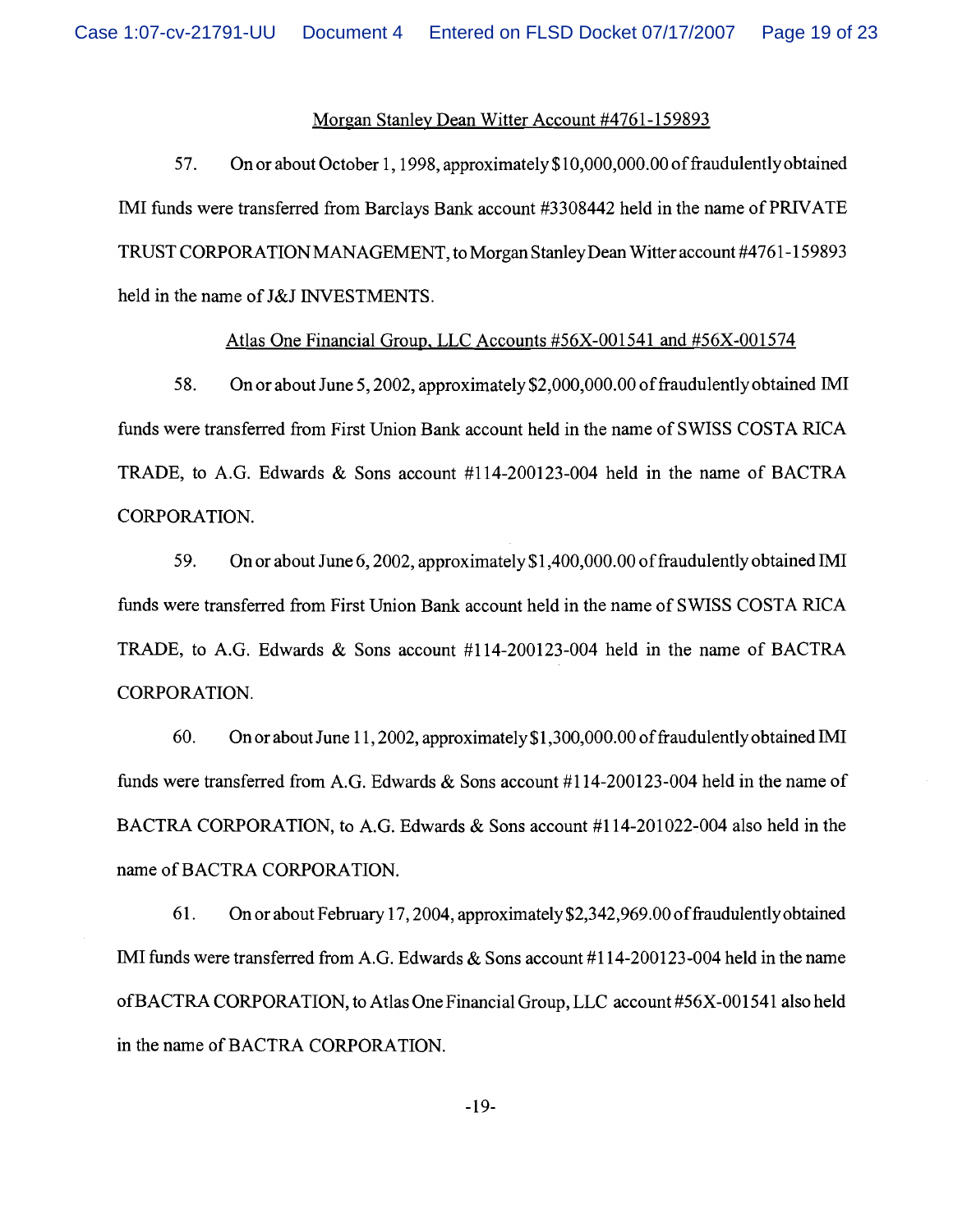<u>Morgan Stanley Dean Witter Account #4761-159893</u>

57. On or about October 1, 1998, approximately $10,000,000.00 of fraudulently obtained IMI funds were transferred from Barclays Bank account #3308442 held in the name of PRIVATE TRUST CORPORATION MANAGEMENT, to Morgan Stanley Dean Witter account #4761-159893 held in the name of J&J INVESTMENTS.

<u>Atlas One Financial Group, LLC Accounts #56X-001541 and #56X-001574</u>

58. On or about June 5, 2002, approximately $2,000,000.00 of fraudulently obtained IMI funds were transferred from First Union Bank account held in the name of SWISS COSTA RICA TRADE, to A.G. Edwards & Sons account #114-200123-004 held in the name of BACTRA CORPORATION.

59. On or about June 6, 2002, approximately $1,400,000.00 of fraudulently obtained IMI funds were transferred from First Union Bank account held in the name of SWISS COSTA RICA TRADE, to A.G. Edwards & Sons account #114-200123-004 held in the name of BACTRA CORPORATION.

60. On or about June 11, 2002, approximately $1,300,000.00 of fraudulently obtained IMI funds were transferred from A.G. Edwards & Sons account #114-200123-004 held in the name of BACTRA CORPORATION, to A.G. Edwards & Sons account #114-201022-004 also held in the name of BACTRA CORPORATION.

61. On or about February 17, 2004, approximately $2,342,969.00 of fraudulently obtained IMI funds were transferred from A.G. Edwards & Sons account #114-200123-004 held in the name of BACTRA CORPORATION, to Atlas One Financial Group, LLC account #56X-001541 also held in the name of BACTRA CORPORATION.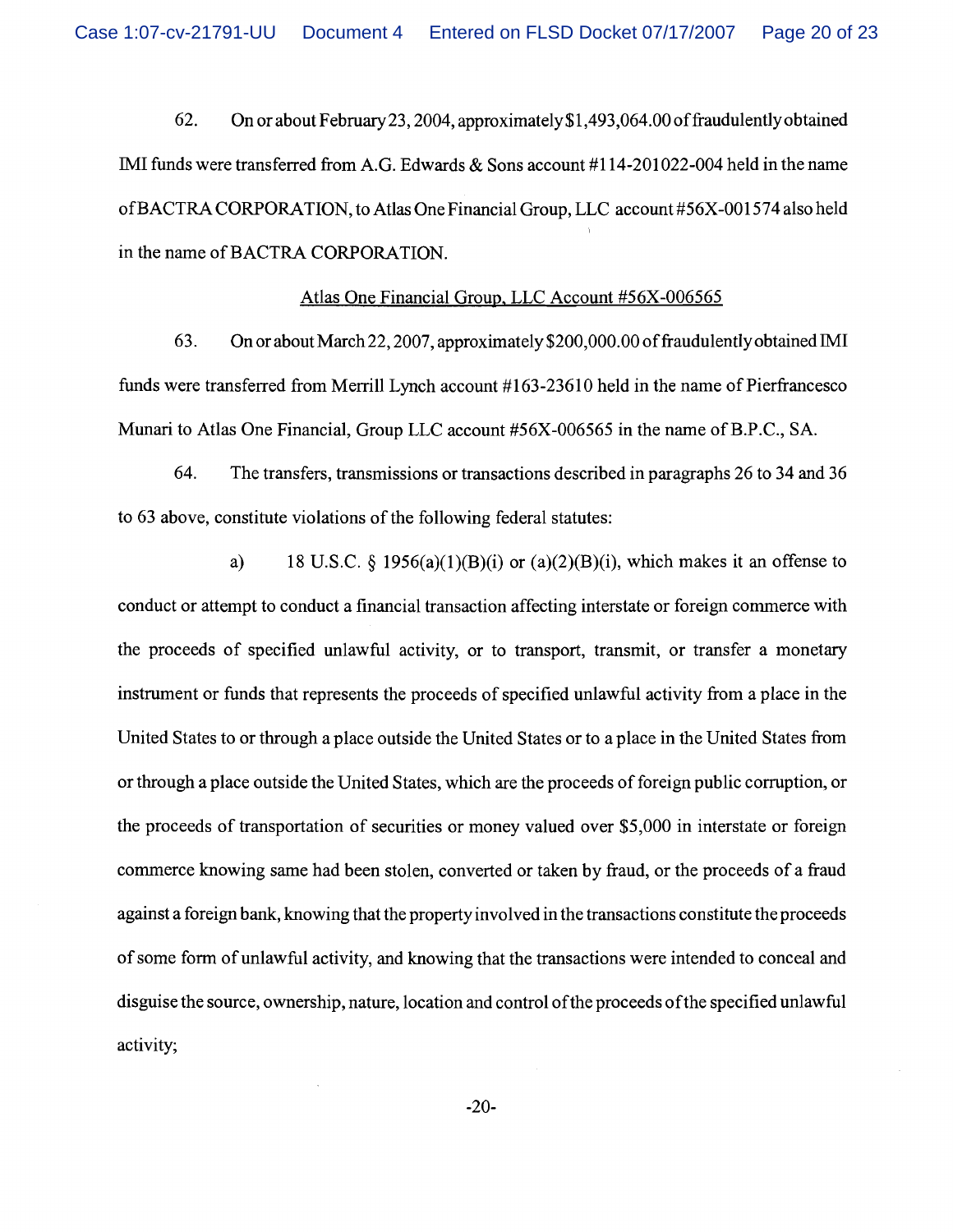62. On or about February 23, 2004, approximately $1,493,064.00 of fraudulently obtained IMI funds were transferred from A.G. Edwards & Sons account #114-201022-004 held in the name of BACTRA CORPORATION, to Atlas One Financial Group, LLC account #56X-001574 also held in the name of BACTRA CORPORATION.

<u>Atlas One Financial Group, LLC Account #56X-006565</u>

63. On or about March 22, 2007, approximately $200,000.00 of fraudulently obtained IMI funds were transferred from Merrill Lynch account #163-23610 held in the name of Pierfrancesco Munari to Atlas One Financial, Group LLC account #56X-006565 in the name of B.P.C., SA.

64. The transfers, transmissions or transactions described in paragraphs 26 to 34 and 36 to 63 above, constitute violations of the following federal statutes:

a) 18 U.S.C. § 1956(a)(1)(B)(i) or (a)(2)(B)(i), which makes it an offense to conduct or attempt to conduct a financial transaction affecting interstate or foreign commerce with the proceeds of specified unlawful activity, or to transport, transmit, or transfer a monetary instrument or funds that represents the proceeds of specified unlawful activity from a place in the United States to or through a place outside the United States or to a place in the United States from or through a place outside the United States, which are the proceeds of foreign public corruption, or the proceeds of transportation of securities or money valued over $5,000 in interstate or foreign commerce knowing same had been stolen, converted or taken by fraud, or the proceeds of a fraud against a foreign bank, knowing that the property involved in the transactions constitute the proceeds of some form of unlawful activity, and knowing that the transactions were intended to conceal and disguise the source, ownership, nature, location and control of the proceeds of the specified unlawful activity;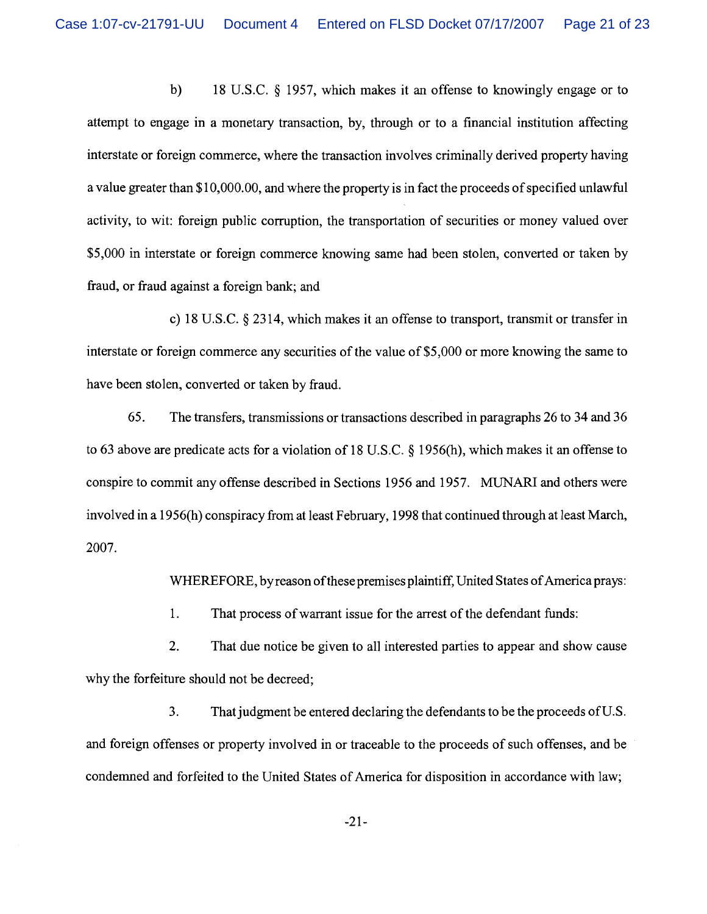b) 18 U.S.C. § 1957, which makes it an offense to knowingly engage or to attempt to engage in a monetary transaction, by, through or to a financial institution affecting interstate or foreign commerce, where the transaction involves criminally derived property having a value greater than $10,000.00, and where the property is in fact the proceeds of specified unlawful activity, to wit: foreign public corruption, the transportation of securities or money valued over $5,000 in interstate or foreign commerce knowing same had been stolen, converted or taken by fraud, or fraud against a foreign bank; and

c) 18 U.S.C. § 2314, which makes it an offense to transport, transmit or transfer in interstate or foreign commerce any securities of the value of $5,000 or more knowing the same to have been stolen, converted or taken by fraud.

65. The transfers, transmissions or transactions described in paragraphs 26 to 34 and 36 to 63 above are predicate acts for a violation of 18 U.S.C. § 1956(h), which makes it an offense to conspire to commit any offense described in Sections 1956 and 1957. MUNARI and others were involved in a 1956(h) conspiracy from at least February, 1998 that continued through at least March, 2007.

WHEREFORE, by reason of these premises plaintiff, United States of America prays:

1. That process of warrant issue for the arrest of the defendant funds:

2. That due notice be given to all interested parties to appear and show cause why the forfeiture should not be decreed;

3. That judgment be entered declaring the defendants to be the proceeds of U.S. and foreign offenses or property involved in or traceable to the proceeds of such offenses, and be condemned and forfeited to the United States of America for disposition in accordance with law;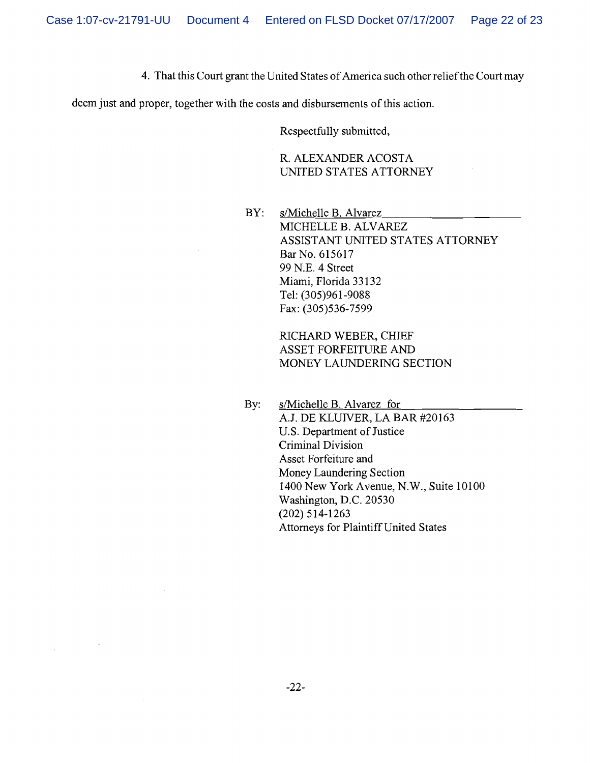4. That this Court grant the United States of America such other relief the Court may deem just and proper, together with the costs and disbursements of this action.

Respectfully submitted,

R. ALEXANDER ACOSTA
UNITED STATES ATTORNEY

BY: s/Michelle B. Alvarez
MICHELLE B. ALVAREZ
ASSISTANT UNITED STATES ATTORNEY
Bar No. 615617
99 N.E. 4 Street
Miami, Florida 33132
Tel: (305)961-9088
Fax: (305)536-7599

RICHARD WEBER, CHIEF
ASSET FORFEITURE AND
MONEY LAUNDERING SECTION

By: s/Michelle B. Alvarez for
A.J. DE KLUIVER, LA BAR #20163
U.S. Department of Justice
Criminal Division
Asset Forfeiture and
Money Laundering Section
1400 New York Avenue, N.W., Suite 10100
Washington, D.C. 20530
(202) 514-1263
Attorneys for Plaintiff United States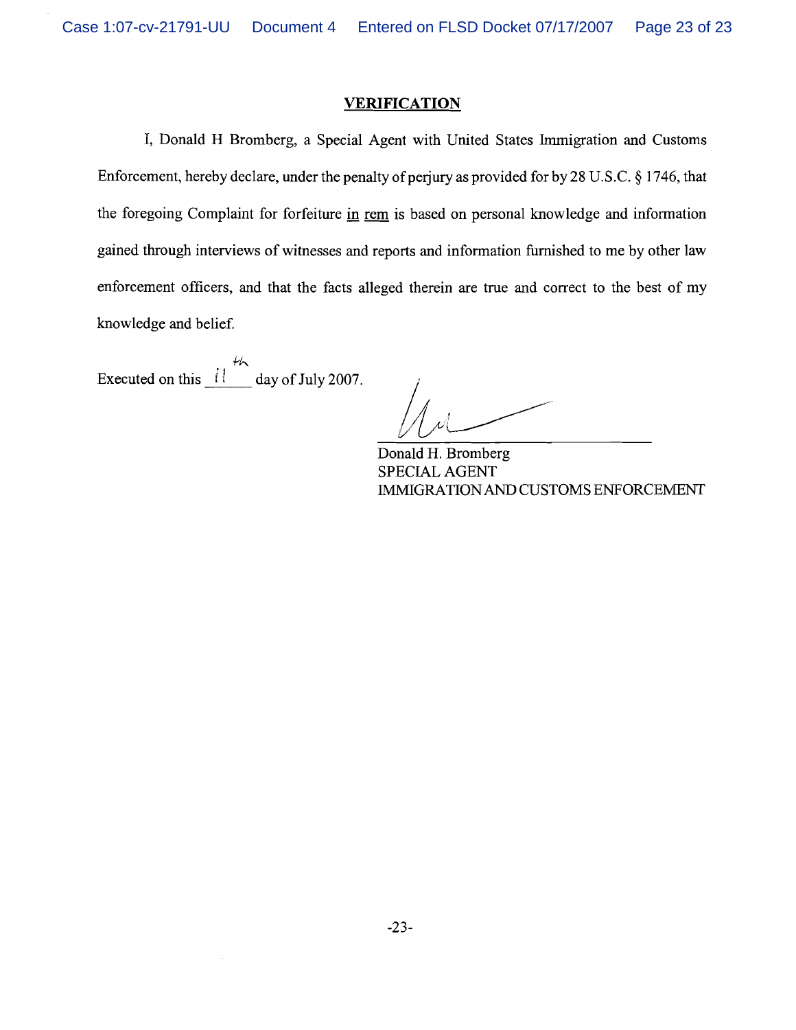## VERIFICATION

I, Donald H Bromberg, a Special Agent with United States Immigration and Customs Enforcement, hereby declare, under the penalty of perjury as provided for by 28 U.S.C. § 1746, that the foregoing Complaint for forfeiture in rem is based on personal knowledge and information gained through interviews of witnesses and reports and information furnished to me by other law enforcement officers, and that the facts alleged therein are true and correct to the best of my knowledge and belief.

Executed on this 11th day of July 2007.

Donald H. Bromberg
SPECIAL AGENT
IMMIGRATION AND CUSTOMS ENFORCEMENT